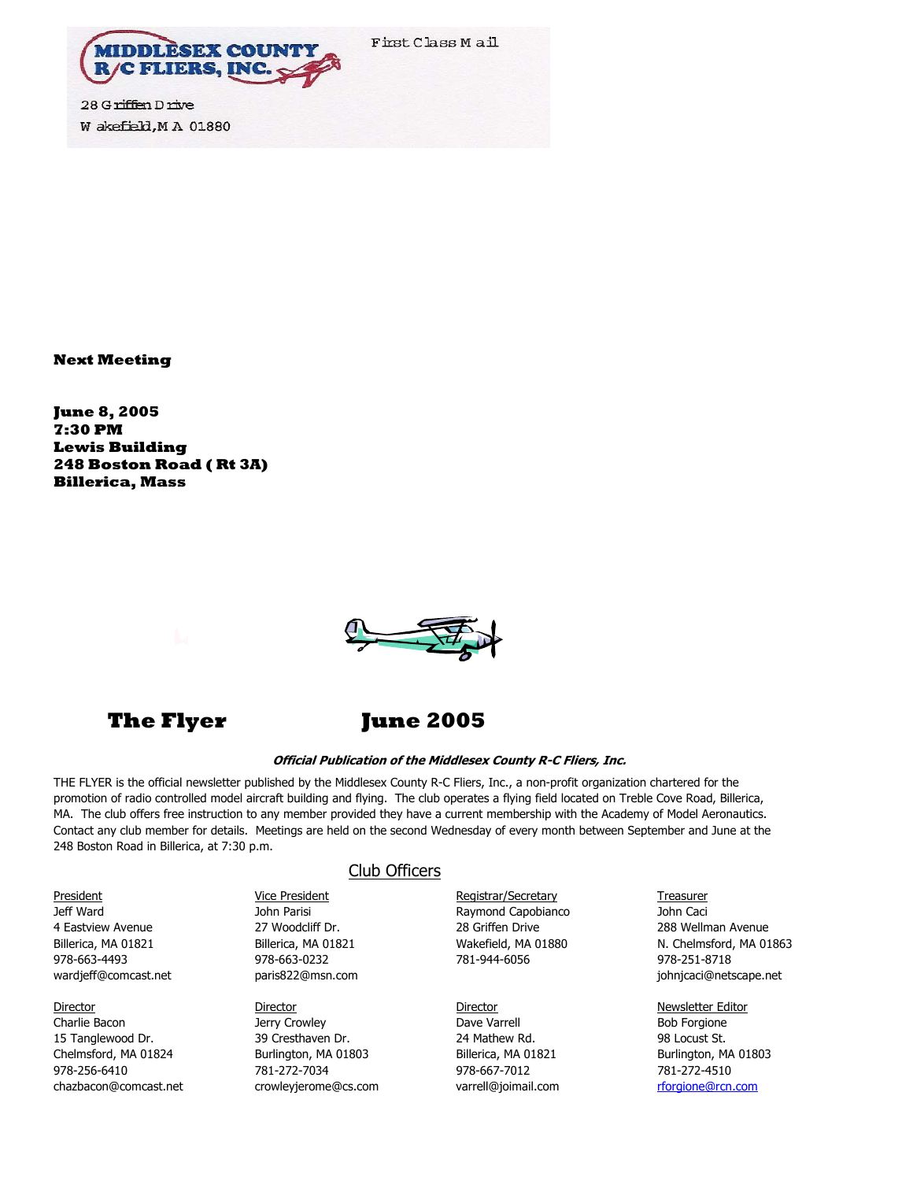MIDDLESEX COUNTY R/C FLIERS, INC.

First Class Mail

28 Griffen Drive
Wakefield, MA 01880

**Next Meeting**

**June 8, 2005**
**7:30 PM**
**Lewis Building**
**248 Boston Road ( Rt 3A)**
**Billerica, Mass**

# The Flyer June 2005

***Official Publication of the Middlesex County R-C Fliers, Inc.***

THE FLYER is the official newsletter published by the Middlesex County R-C Fliers, Inc., a non-profit organization chartered for the promotion of radio controlled model aircraft building and flying. The club operates a flying field located on Treble Cove Road, Billerica, MA. The club offers free instruction to any member provided they have a current membership with the Academy of Model Aeronautics. Contact any club member for details. Meetings are held on the second Wednesday of every month between September and June at the 248 Boston Road in Billerica, at 7:30 p.m.

## Club Officers

President
Jeff Ward
4 Eastview Avenue
Billerica, MA 01821
978-663-4493
wardjeff@comcast.net

Vice President
John Parisi
27 Woodcliff Dr.
Billerica, MA 01821
978-663-0232
paris822@msn.com

Registrar/Secretary
Raymond Capobianco
28 Griffen Drive
Wakefield, MA 01880
781-944-6056

Treasurer
John Caci
288 Wellman Avenue
N. Chelmsford, MA 01863
978-251-8718
johnjcaci@netscape.net

Director
Charlie Bacon
15 Tanglewood Dr.
Chelmsford, MA 01824
978-256-6410
chazbacon@comcast.net

Director
Jerry Crowley
39 Cresthaven Dr.
Burlington, MA 01803
781-272-7034
crowleyjerome@cs.com

Director
Dave Varrell
24 Mathew Rd.
Billerica, MA 01821
978-667-7012
varrell@joimail.com

Newsletter Editor
Bob Forgione
98 Locust St.
Burlington, MA 01803
781-272-4510
rforgione@rcn.com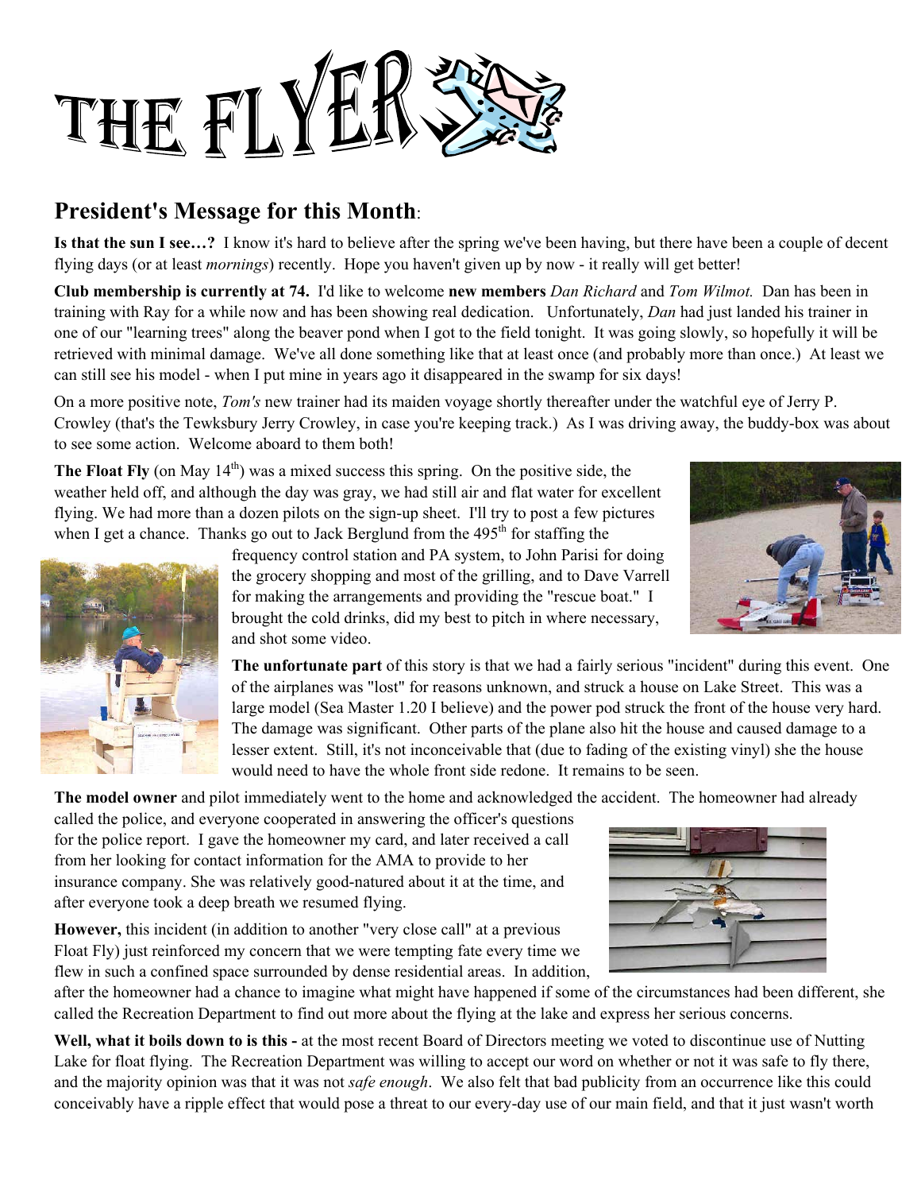# THE FLYER

## President's Message for this Month:

**Is that the sun I see…?** I know it's hard to believe after the spring we've been having, but there have been a couple of decent flying days (or at least *mornings*) recently. Hope you haven't given up by now - it really will get better!

**Club membership is currently at 74.** I'd like to welcome **new members** *Dan Richard* and *Tom Wilmot.* Dan has been in training with Ray for a while now and has been showing real dedication. Unfortunately, *Dan* had just landed his trainer in one of our "learning trees" along the beaver pond when I got to the field tonight. It was going slowly, so hopefully it will be retrieved with minimal damage. We've all done something like that at least once (and probably more than once.) At least we can still see his model - when I put mine in years ago it disappeared in the swamp for six days!

On a more positive note, *Tom's* new trainer had its maiden voyage shortly thereafter under the watchful eye of Jerry P. Crowley (that's the Tewksbury Jerry Crowley, in case you're keeping track.) As I was driving away, the buddy-box was about to see some action. Welcome aboard to them both!

**The Float Fly** (on May 14th) was a mixed success this spring. On the positive side, the weather held off, and although the day was gray, we had still air and flat water for excellent flying. We had more than a dozen pilots on the sign-up sheet. I'll try to post a few pictures when I get a chance. Thanks go out to Jack Berglund from the 495th for staffing the frequency control station and PA system, to John Parisi for doing the grocery shopping and most of the grilling, and to Dave Varrell for making the arrangements and providing the "rescue boat." I brought the cold drinks, did my best to pitch in where necessary, and shot some video.

**The unfortunate part** of this story is that we had a fairly serious "incident" during this event. One of the airplanes was "lost" for reasons unknown, and struck a house on Lake Street. This was a large model (Sea Master 1.20 I believe) and the power pod struck the front of the house very hard. The damage was significant. Other parts of the plane also hit the house and caused damage to a lesser extent. Still, it's not inconceivable that (due to fading of the existing vinyl) she the house would need to have the whole front side redone. It remains to be seen.

**The model owner** and pilot immediately went to the home and acknowledged the accident. The homeowner had already called the police, and everyone cooperated in answering the officer's questions for the police report. I gave the homeowner my card, and later received a call from her looking for contact information for the AMA to provide to her insurance company. She was relatively good-natured about it at the time, and after everyone took a deep breath we resumed flying.

**However,** this incident (in addition to another "very close call" at a previous Float Fly) just reinforced my concern that we were tempting fate every time we flew in such a confined space surrounded by dense residential areas. In addition, after the homeowner had a chance to imagine what might have happened if some of the circumstances had been different, she called the Recreation Department to find out more about the flying at the lake and express her serious concerns.

**Well, what it boils down to is this -** at the most recent Board of Directors meeting we voted to discontinue use of Nutting Lake for float flying. The Recreation Department was willing to accept our word on whether or not it was safe to fly there, and the majority opinion was that it was not *safe enough*. We also felt that bad publicity from an occurrence like this could conceivably have a ripple effect that would pose a threat to our every-day use of our main field, and that it just wasn't worth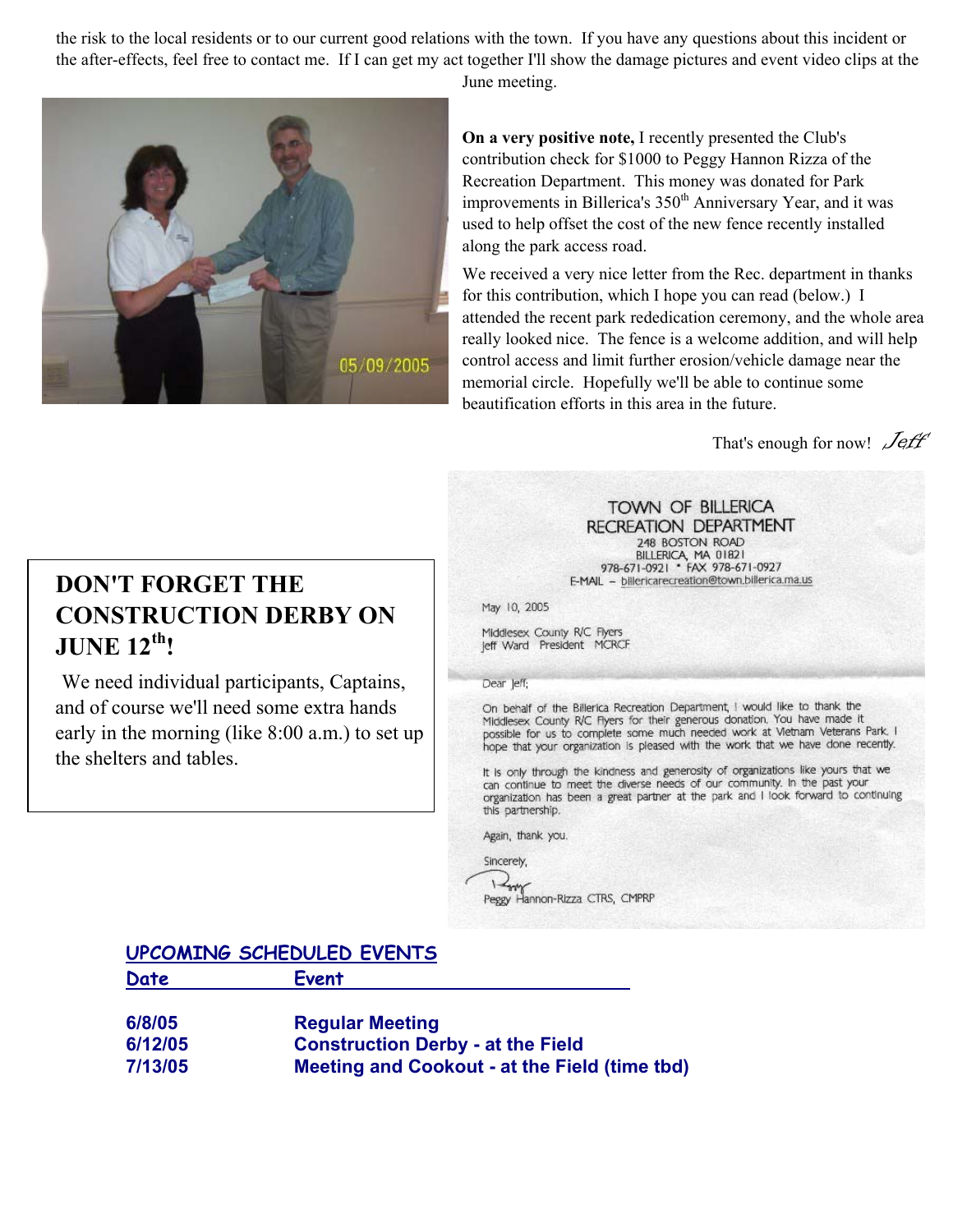the risk to the local residents or to our current good relations with the town. If you have any questions about this incident or the after-effects, feel free to contact me. If I can get my act together I'll show the damage pictures and event video clips at the June meeting.

**On a very positive note,** I recently presented the Club's contribution check for $1000 to Peggy Hannon Rizza of the Recreation Department. This money was donated for Park improvements in Billerica's 350th Anniversary Year, and it was used to help offset the cost of the new fence recently installed along the park access road.

We received a very nice letter from the Rec. department in thanks for this contribution, which I hope you can read (below.) I attended the recent park rededication ceremony, and the whole area really looked nice. The fence is a welcome addition, and will help control access and limit further erosion/vehicle damage near the memorial circle. Hopefully we'll be able to continue some beautification efforts in this area in the future.

That's enough for now! *Jeff*

## DON'T FORGET THE CONSTRUCTION DERBY ON JUNE 12th!

We need individual participants, Captains, and of course we'll need some extra hands early in the morning (like 8:00 a.m.) to set up the shelters and tables.

TOWN OF BILLERICA
RECREATION DEPARTMENT
248 BOSTON ROAD
BILLERICA, MA 01821
978-671-0921 • FAX 978-671-0927
E-MAIL – billericarecreation@town.billerica.ma.us

May 10, 2005

Middlesex County R/C Flyers
Jeff Ward President MCRCF

Dear Jeff,

On behalf of the Billerica Recreation Department, I would like to thank the Middlesex County R/C Flyers for their generous donation. You have made it possible for us to complete some much needed work at Vietnam Veterans Park. I hope that your organization is pleased with the work that we have done recently.

It is only through the kindness and generosity of organizations like yours that we can continue to meet the diverse needs of our community. In the past your organization has been a great partner at the park and I look forward to continuing this partnership.

Again, thank you.

Sincerely,

Peggy Hannon-Rizza CTRS, CMPRP

## UPCOMING SCHEDULED EVENTS

| Date | Event |
|---|---|
| 6/8/05 | Regular Meeting |
| 6/12/05 | Construction Derby - at the Field |
| 7/13/05 | Meeting and Cookout - at the Field (time tbd) |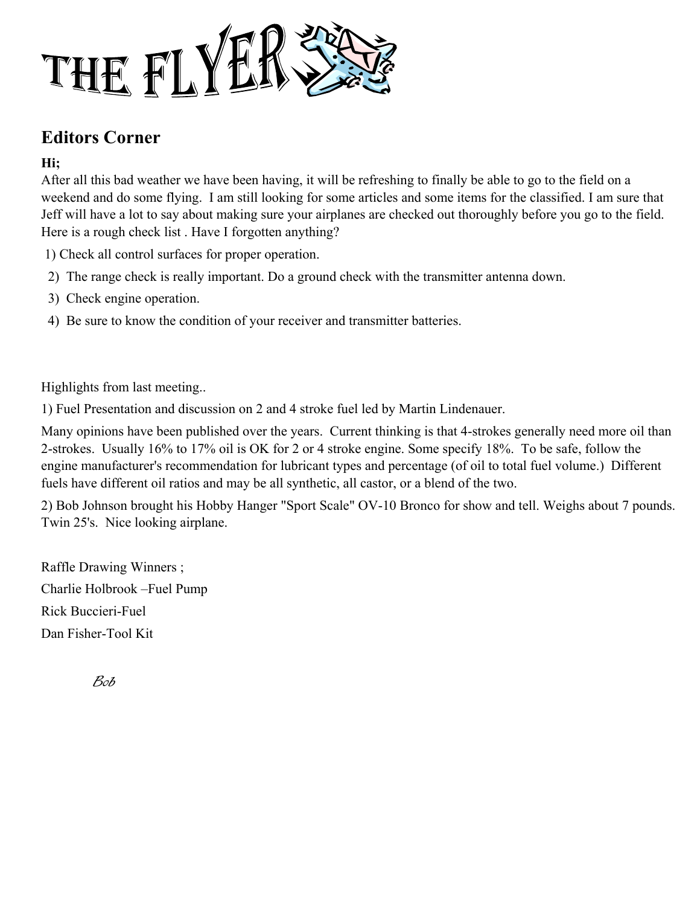# THE FLYER

## Editors Corner

**Hi;**

After all this bad weather we have been having, it will be refreshing to finally be able to go to the field on a weekend and do some flying. I am still looking for some articles and some items for the classified. I am sure that Jeff will have a lot to say about making sure your airplanes are checked out thoroughly before you go to the field. Here is a rough check list . Have I forgotten anything?

1) Check all control surfaces for proper operation.
2) The range check is really important. Do a ground check with the transmitter antenna down.
3) Check engine operation.
4) Be sure to know the condition of your receiver and transmitter batteries.

Highlights from last meeting..

1) Fuel Presentation and discussion on 2 and 4 stroke fuel led by Martin Lindenauer.

Many opinions have been published over the years. Current thinking is that 4-strokes generally need more oil than 2-strokes. Usually 16% to 17% oil is OK for 2 or 4 stroke engine. Some specify 18%. To be safe, follow the engine manufacturer's recommendation for lubricant types and percentage (of oil to total fuel volume.) Different fuels have different oil ratios and may be all synthetic, all castor, or a blend of the two.

2) Bob Johnson brought his Hobby Hanger "Sport Scale" OV-10 Bronco for show and tell. Weighs about 7 pounds. Twin 25's. Nice looking airplane.

Raffle Drawing Winners ;

Charlie Holbrook –Fuel Pump

Rick Buccieri-Fuel

Dan Fisher-Tool Kit

*Bob*